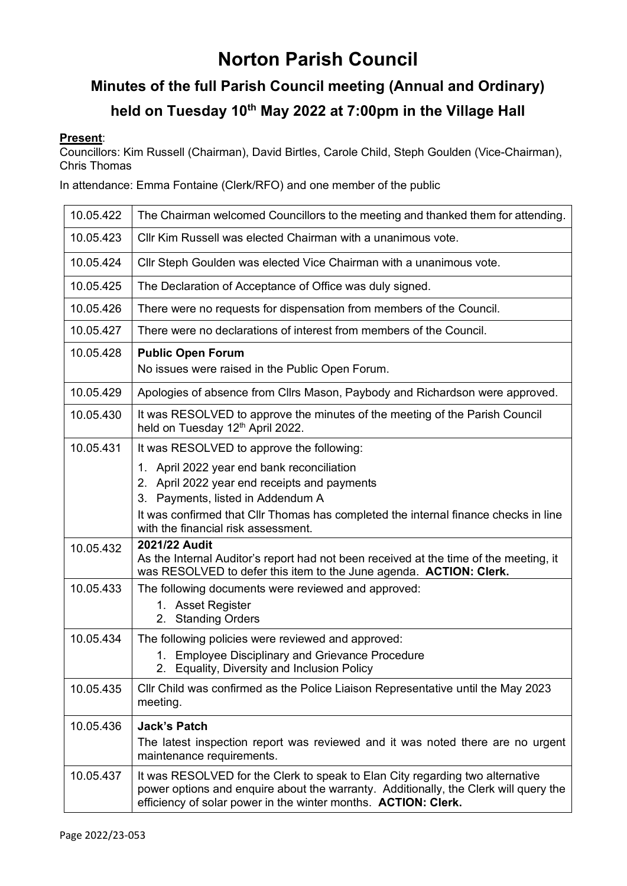# Norton Parish Council

## Minutes of the full Parish Council meeting (Annual and Ordinary)

## held on Tuesday 10th May 2022 at 7:00pm in the Village Hall

**Present**:

Councillors: Kim Russell (Chairman), David Birtles, Carole Child, Steph Goulden (Vice-Chairman), Chris Thomas

In attendance: Emma Fontaine (Clerk/RFO) and one member of the public

| | |
|---|---|
| 10.05.422 | The Chairman welcomed Councillors to the meeting and thanked them for attending. |
| 10.05.423 | Cllr Kim Russell was elected Chairman with a unanimous vote. |
| 10.05.424 | Cllr Steph Goulden was elected Vice Chairman with a unanimous vote. |
| 10.05.425 | The Declaration of Acceptance of Office was duly signed. |
| 10.05.426 | There were no requests for dispensation from members of the Council. |
| 10.05.427 | There were no declarations of interest from members of the Council. |
| 10.05.428 | **Public Open Forum**<br>No issues were raised in the Public Open Forum. |
| 10.05.429 | Apologies of absence from Cllrs Mason, Paybody and Richardson were approved. |
| 10.05.430 | It was RESOLVED to approve the minutes of the meeting of the Parish Council held on Tuesday 12th April 2022. |
| 10.05.431 | It was RESOLVED to approve the following:<br>1. April 2022 year end bank reconciliation<br>2. April 2022 year end receipts and payments<br>3. Payments, listed in Addendum A<br>It was confirmed that Cllr Thomas has completed the internal finance checks in line with the financial risk assessment. |
| 10.05.432 | **2021/22 Audit**<br>As the Internal Auditor's report had not been received at the time of the meeting, it was RESOLVED to defer this item to the June agenda. **ACTION: Clerk.** |
| 10.05.433 | The following documents were reviewed and approved:<br>1. Asset Register<br>2. Standing Orders |
| 10.05.434 | The following policies were reviewed and approved:<br>1. Employee Disciplinary and Grievance Procedure<br>2. Equality, Diversity and Inclusion Policy |
| 10.05.435 | Cllr Child was confirmed as the Police Liaison Representative until the May 2023 meeting. |
| 10.05.436 | **Jack's Patch**<br>The latest inspection report was reviewed and it was noted there are no urgent maintenance requirements. |
| 10.05.437 | It was RESOLVED for the Clerk to speak to Elan City regarding two alternative power options and enquire about the warranty. Additionally, the Clerk will query the efficiency of solar power in the winter months. **ACTION: Clerk.** |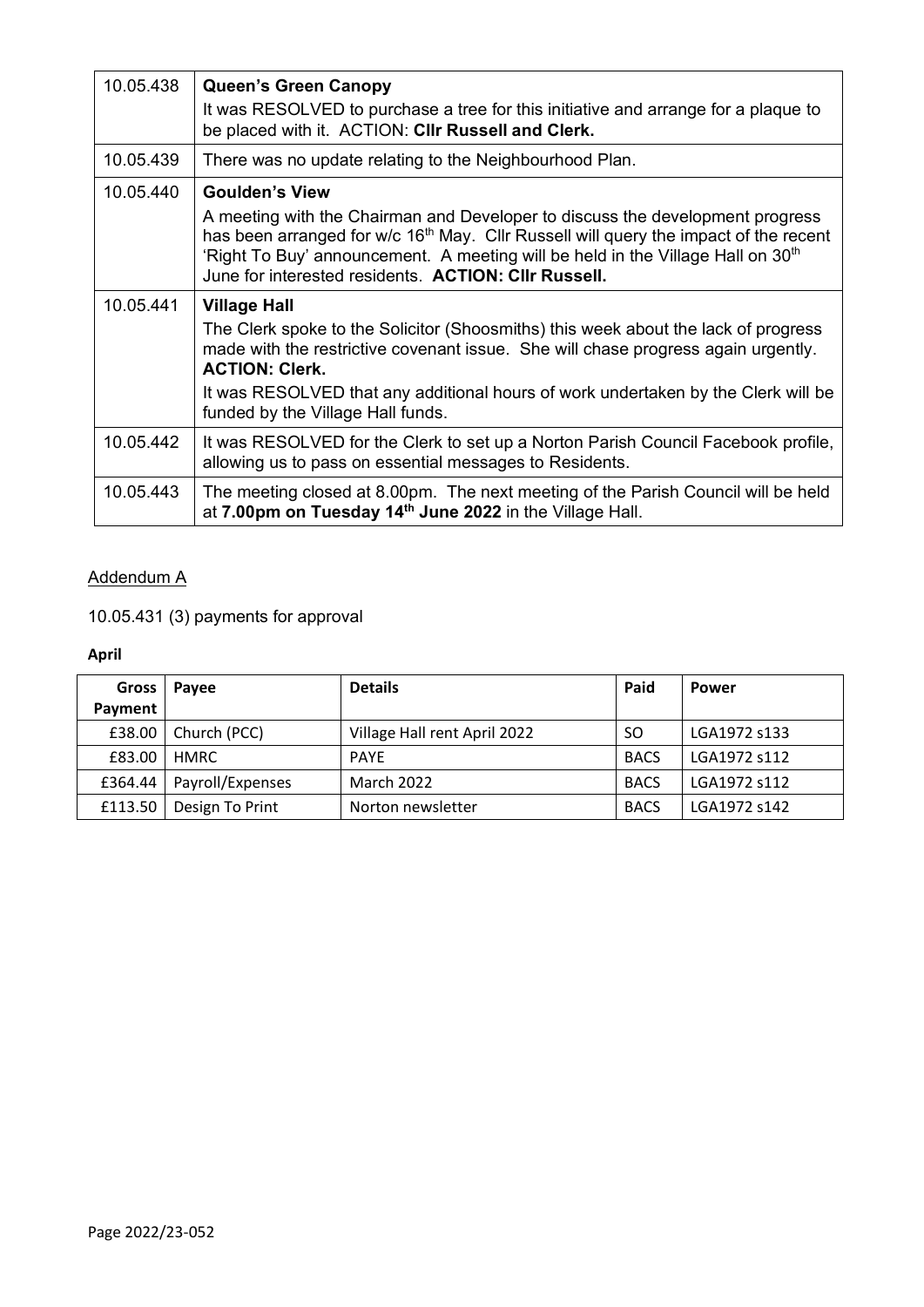| | |
|---|---|
| 10.05.438 | **Queen's Green Canopy**<br>It was RESOLVED to purchase a tree for this initiative and arrange for a plaque to be placed with it. ACTION: **Cllr Russell and Clerk.** |
| 10.05.439 | There was no update relating to the Neighbourhood Plan. |
| 10.05.440 | **Goulden's View**<br>A meeting with the Chairman and Developer to discuss the development progress has been arranged for w/c 16th May. Cllr Russell will query the impact of the recent 'Right To Buy' announcement. A meeting will be held in the Village Hall on 30th June for interested residents. **ACTION: Cllr Russell.** |
| 10.05.441 | **Village Hall**<br>The Clerk spoke to the Solicitor (Shoosmiths) this week about the lack of progress made with the restrictive covenant issue. She will chase progress again urgently. **ACTION: Clerk.**<br>It was RESOLVED that any additional hours of work undertaken by the Clerk will be funded by the Village Hall funds. |
| 10.05.442 | It was RESOLVED for the Clerk to set up a Norton Parish Council Facebook profile, allowing us to pass on essential messages to Residents. |
| 10.05.443 | The meeting closed at 8.00pm. The next meeting of the Parish Council will be held at **7.00pm on Tuesday 14th June 2022** in the Village Hall. |

<u>Addendum A</u>

10.05.431 (3) payments for approval

**April**

| Gross Payment | Payee | Details | Paid | Power |
|---|---|---|---|---|
| £38.00 | Church (PCC) | Village Hall rent April 2022 | SO | LGA1972 s133 |
| £83.00 | HMRC | PAYE | BACS | LGA1972 s112 |
| £364.44 | Payroll/Expenses | March 2022 | BACS | LGA1972 s112 |
| £113.50 | Design To Print | Norton newsletter | BACS | LGA1972 s142 |